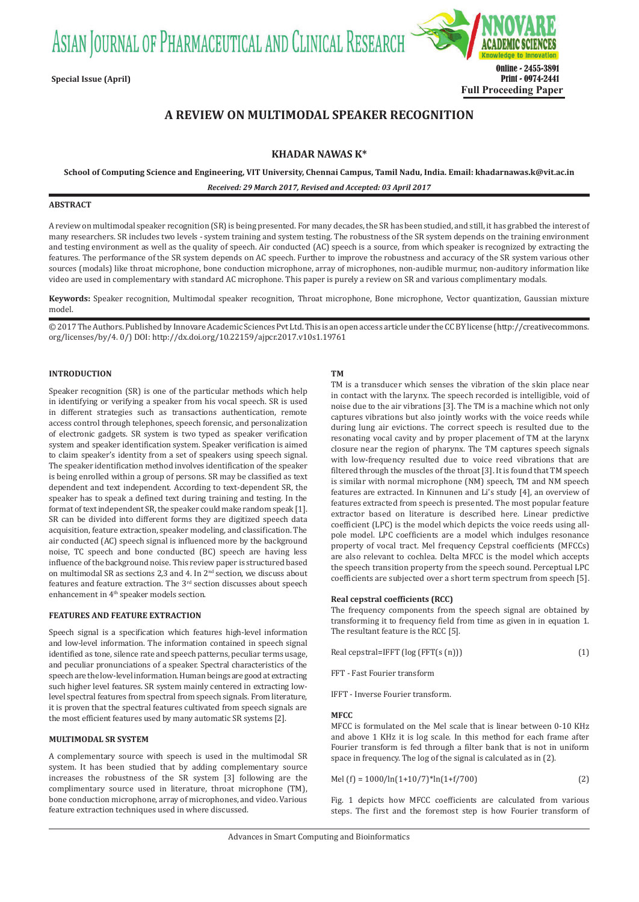# A REVIEW ON MULTIMODAL SPEAKER RECOGNITION

**KHADAR NAWAS K***

**School of Computing Science and Engineering, VIT University, Chennai Campus, Tamil Nadu, India. Email: khadarnawas.k@vit.ac.in**

***Received: 29 March 2017, Revised and Accepted: 03 April 2017***

## ABSTRACT

A review on multimodal speaker recognition (SR) is being presented. For many decades, the SR has been studied, and still, it has grabbed the interest of many researchers. SR includes two levels - system training and system testing. The robustness of the SR system depends on the training environment and testing environment as well as the quality of speech. Air conducted (AC) speech is a source, from which speaker is recognized by extracting the features. The performance of the SR system depends on AC speech. Further to improve the robustness and accuracy of the SR system various other sources (modals) like throat microphone, bone conduction microphone, array of microphones, non-audible murmur, non-auditory information like video are used in complementary with standard AC microphone. This paper is purely a review on SR and various complimentary modals.

**Keywords:** Speaker recognition, Multimodal speaker recognition, Throat microphone, Bone microphone, Vector quantization, Gaussian mixture model.

© 2017 The Authors. Published by Innovare Academic Sciences Pvt Ltd. This is an open access article under the CC BY license (http://creativecommons.org/licenses/by/4. 0/) DOI: http://dx.doi.org/10.22159/ajpcr.2017.v10s1.19761

## INTRODUCTION

Speaker recognition (SR) is one of the particular methods which help in identifying or verifying a speaker from his vocal speech. SR is used in different strategies such as transactions authentication, remote access control through telephones, speech forensic, and personalization of electronic gadgets. SR system is two typed as speaker verification system and speaker identification system. Speaker verification is aimed to claim speaker's identity from a set of speakers using speech signal. The speaker identification method involves identification of the speaker is being enrolled within a group of persons. SR may be classified as text dependent and text independent. According to text-dependent SR, the speaker has to speak a defined text during training and testing. In the format of text independent SR, the speaker could make random speak [1]. SR can be divided into different forms they are digitized speech data acquisition, feature extraction, speaker modeling, and classification. The air conducted (AC) speech signal is influenced more by the background noise, TC speech and bone conducted (BC) speech are having less influence of the background noise. This review paper is structured based on multimodal SR as sections 2,3 and 4. In 2nd section, we discuss about features and feature extraction. The 3rd section discusses about speech enhancement in 4th speaker models section.

## FEATURES AND FEATURE EXTRACTION

Speech signal is a specification which features high-level information and low-level information. The information contained in speech signal identified as tone, silence rate and speech patterns, peculiar terms usage, and peculiar pronunciations of a speaker. Spectral characteristics of the speech are the low-level information. Human beings are good at extracting such higher level features. SR system mainly centered in extracting low-level spectral features from spectral from speech signals. From literature, it is proven that the spectral features cultivated from speech signals are the most efficient features used by many automatic SR systems [2].

## MULTIMODAL SR SYSTEM

A complementary source with speech is used in the multimodal SR system. It has been studied that by adding complementary source increases the robustness of the SR system [3] following are the complimentary source used in literature, throat microphone (TM), bone conduction microphone, array of microphones, and video. Various feature extraction techniques used in where discussed.

### TM

TM is a transducer which senses the vibration of the skin place near in contact with the larynx. The speech recorded is intelligible, void of noise due to the air vibrations [3]. The TM is a machine which not only captures vibrations but also jointly works with the voice reeds while during lung air evictions. The correct speech is resulted due to the resonating vocal cavity and by proper placement of TM at the larynx closure near the region of pharynx. The TM captures speech signals with low-frequency resulted due to voice reed vibrations that are filtered through the muscles of the throat [3]. It is found that TM speech is similar with normal microphone (NM) speech, TM and NM speech features are extracted. In Kinnunen and Li's study [4], an overview of features extracted from speech is presented. The most popular feature extractor based on literature is described here. Linear predictive coefficient (LPC) is the model which depicts the voice reeds using all-pole model. LPC coefficients are a model which indulges resonance property of vocal tract. Mel frequency Cepstral coefficients (MFCCs) are also relevant to cochlea. Delta MFCC is the model which accepts the speech transition property from the speech sound. Perceptual LPC coefficients are subjected over a short term spectrum from speech [5].

### Real cepstral coefficients (RCC)

The frequency components from the speech signal are obtained by transforming it to frequency field from time as given in in equation 1. The resultant feature is the RCC [5].

$$\text{Real cepstral} = \text{IFFT}(\log(\text{FFT}(s(n)))) \tag{1}$$

FFT - Fast Fourier transform

IFFT - Inverse Fourier transform.

### MFCC

MFCC is formulated on the Mel scale that is linear between 0-10 KHz and above 1 KHz it is log scale. In this method for each frame after Fourier transform is fed through a filter bank that is not in uniform space in frequency. The log of the signal is calculated as in (2).

$$\text{Mel}(f) = 1000/\ln(1+10/7)*\ln(1+f/700) \tag{2}$$

Fig. 1 depicts how MFCC coefficients are calculated from various steps. The first and the foremost step is how Fourier transform of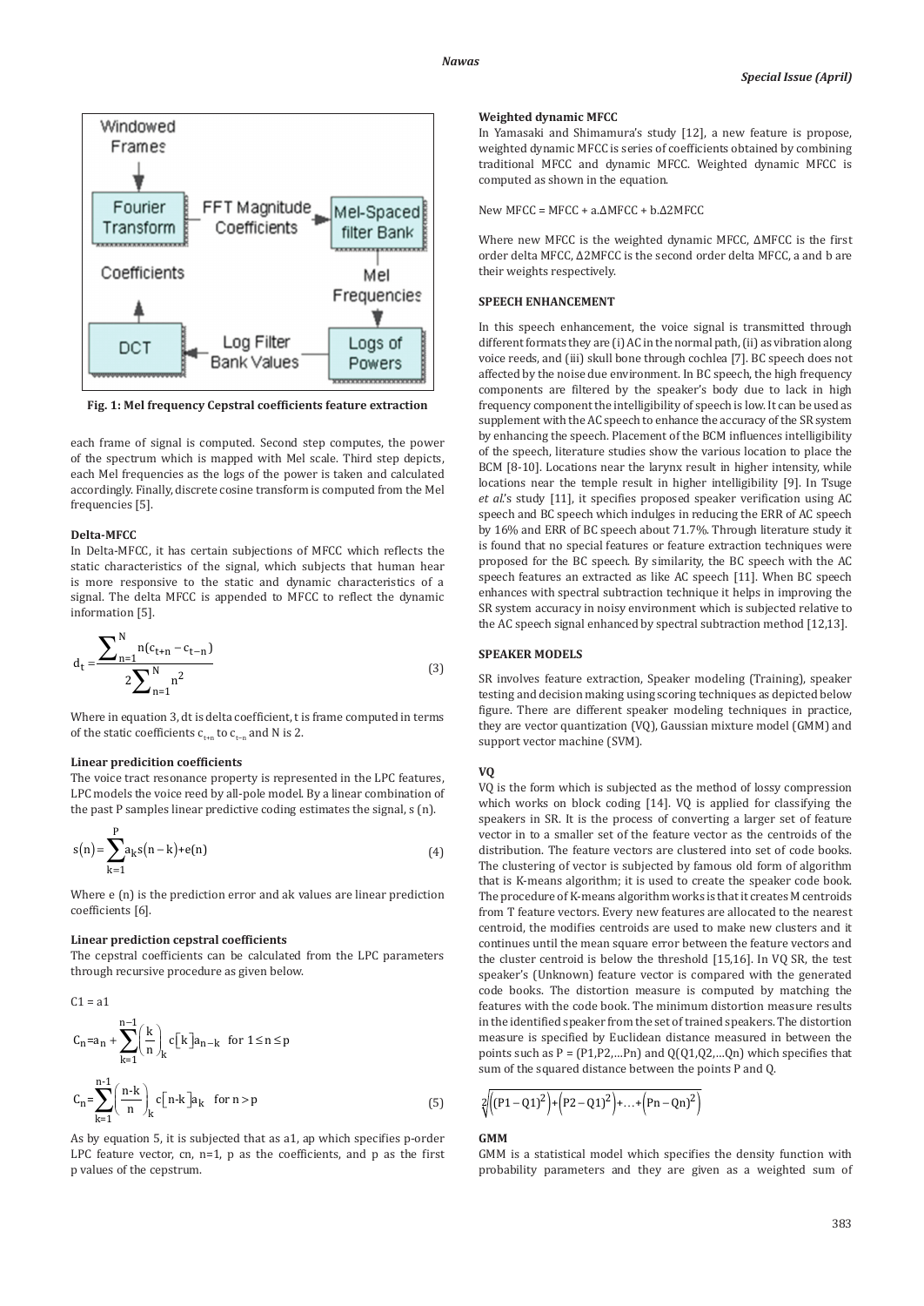Fig. 1: Mel frequency Cepstral coefficients feature extraction

each frame of signal is computed. Second step computes, the power of the spectrum which is mapped with Mel scale. Third step depicts, each Mel frequencies as the logs of the power is taken and calculated accordingly. Finally, discrete cosine transform is computed from the Mel frequencies [5].

**Delta-MFCC**

In Delta-MFCC, it has certain subjections of MFCC which reflects the static characteristics of the signal, which subjects that human hear is more responsive to the static and dynamic characteristics of a signal. The delta MFCC is appended to MFCC to reflect the dynamic information [5].

$$d_t = \frac{\sum_{n=1}^{N} n(c_{t+n} - c_{t-n})}{2\sum_{n=1}^{N} n^2} \tag{3}$$

Where in equation 3, dt is delta coefficient, t is frame computed in terms of the static coefficients $c_{t+n}$ to $c_{t-n}$ and N is 2.

**Linear predicition coefficients**

The voice tract resonance property is represented in the LPC features, LPC models the voice reed by all-pole model. By a linear combination of the past P samples linear predictive coding estimates the signal, s (n).

$$s(n) = \sum_{k=1}^{P} a_k s(n-k) + e(n) \tag{4}$$

Where e (n) is the prediction error and ak values are linear prediction coefficients [6].

**Linear prediction cepstral coefficients**

The cepstral coefficients can be calculated from the LPC parameters through recursive procedure as given below.

$$C1 = a1$$

$$C_n = a_n + \sum_{k=1}^{n-1} \left(\frac{k}{n}\right)_k c[k] a_{n-k} \quad \text{for } 1 \le n \le p$$

$$C_n = \sum_{k=1}^{n-1} \left(\frac{n-k}{n}\right)_k c[n-k] a_k \quad \text{for } n > p \tag{5}$$

As by equation 5, it is subjected that as a1, ap which specifies p-order LPC feature vector, cn, n=1, p as the coefficients, and p as the first p values of the cepstrum.

**Weighted dynamic MFCC**

In Yamasaki and Shimamura's study [12], a new feature is propose, weighted dynamic MFCC is series of coefficients obtained by combining traditional MFCC and dynamic MFCC. Weighted dynamic MFCC is computed as shown in the equation.

New MFCC = MFCC + a.ΔMFCC + b.Δ2MFCC

Where new MFCC is the weighted dynamic MFCC, ΔMFCC is the first order delta MFCC, Δ2MFCC is the second order delta MFCC, a and b are their weights respectively.

## SPEECH ENHANCEMENT

In this speech enhancement, the voice signal is transmitted through different formats they are (i) AC in the normal path, (ii) as vibration along voice reeds, and (iii) skull bone through cochlea [7]. BC speech does not affected by the noise due environment. In BC speech, the high frequency components are filtered by the speaker's body due to lack in high frequency component the intelligibility of speech is low. It can be used as supplement with the AC speech to enhance the accuracy of the SR system by enhancing the speech. Placement of the BCM influences intelligibility of the speech, literature studies show the various location to place the BCM [8-10]. Locations near the larynx result in higher intensity, while locations near the temple result in higher intelligibility [9]. In Tsuge *et al.*'s study [11], it specifies proposed speaker verification using AC speech and BC speech which indulges in reducing the ERR of AC speech by 16% and ERR of BC speech about 71.7%. Through literature study it is found that no special features or feature extraction techniques were proposed for the BC speech. By similarity, the BC speech with the AC speech features an extracted as like AC speech [11]. When BC speech enhances with spectral subtraction technique it helps in improving the SR system accuracy in noisy environment which is subjected relative to the AC speech signal enhanced by spectral subtraction method [12,13].

## SPEAKER MODELS

SR involves feature extraction, Speaker modeling (Training), speaker testing and decision making using scoring techniques as depicted below figure. There are different speaker modeling techniques in practice, they are vector quantization (VQ), Gaussian mixture model (GMM) and support vector machine (SVM).

**VQ**

VQ is the form which is subjected as the method of lossy compression which works on block coding [14]. VQ is applied for classifying the speakers in SR. It is the process of converting a larger set of feature vector in to a smaller set of the feature vector as the centroids of the distribution. The feature vectors are clustered into set of code books. The clustering of vector is subjected by famous old form of algorithm that is K-means algorithm; it is used to create the speaker code book. The procedure of K-means algorithm works is that it creates M centroids from T feature vectors. Every new features are allocated to the nearest centroid, the modifies centroids are used to make new clusters and it continues until the mean square error between the feature vectors and the cluster centroid is below the threshold [15,16]. In VQ SR, the test speaker's (Unknown) feature vector is compared with the generated code books. The distortion measure is computed by matching the features with the code book. The minimum distortion measure results in the identified speaker from the set of trained speakers. The distortion measure is specified by Euclidean distance measured in between the points such as P = (P1,P2,…Pn) and Q(Q1,Q2,…Qn) which specifies that sum of the squared distance between the points P and Q.

$$\sqrt[2]{\left((P1-Q1)^2\right)+\left(P2-Q1\right)^2+\ldots+\left(Pn-Qn\right)^2}$$

**GMM**

GMM is a statistical model which specifies the density function with probability parameters and they are given as a weighted sum of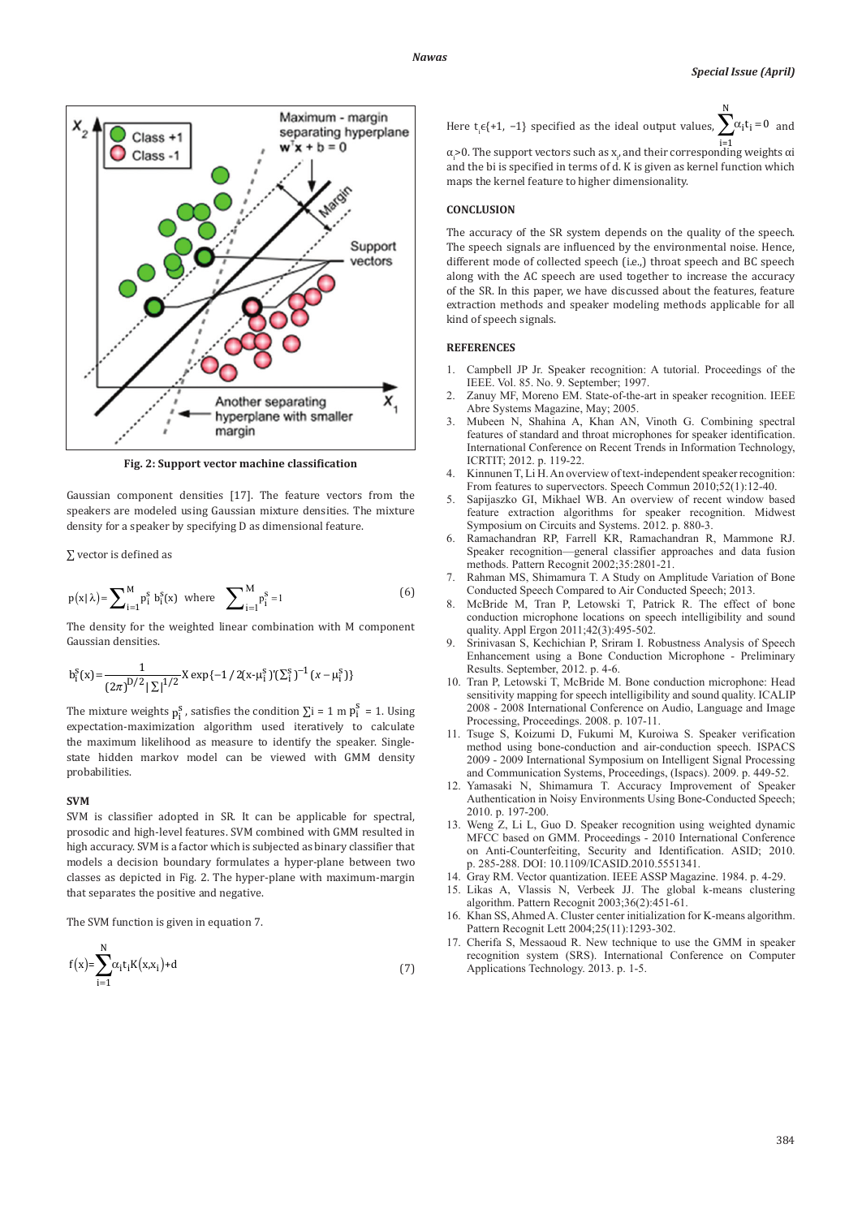Maximum - margin separating hyperplane $w^T x + b = 0$

$X_2$

Class +1

Class -1

Margin

Support vectors

Another separating hyperplane with smaller margin

$X_1$

**Fig. 2: Support vector machine classification**

Gaussian component densities [17]. The feature vectors from the speakers are modeled using Gaussian mixture densities. The mixture density for a speaker by specifying D as dimensional feature.

∑ vector is defined as

$$p(x|\lambda) = \sum_{i=1}^{M} p_i^s b_i^s(x) \quad \text{where} \quad \sum_{i=1}^{M} p_i^s = 1 \tag{6}$$

The density for the weighted linear combination with M component Gaussian densities.

$$b_i^s(x) = \frac{1}{(2\pi)^{D/2} |\Sigma|^{1/2}} \text{X} \exp\{-1/2(x-\mu_i^s)'(\Sigma_i^s)^{-1}(x-\mu_i^s)\}$$

The mixture weights $p_i^s$, satisfies the condition $\sum i = 1 \text{ m } p_i^s = 1$. Using expectation-maximization algorithm used iteratively to calculate the maximum likelihood as measure to identify the speaker. Single-state hidden markov model can be viewed with GMM density probabilities.

### SVM

SVM is classifier adopted in SR. It can be applicable for spectral, prosodic and high-level features. SVM combined with GMM resulted in high accuracy. SVM is a factor which is subjected as binary classifier that models a decision boundary formulates a hyper-plane between two classes as depicted in Fig. 2. The hyper-plane with maximum-margin that separates the positive and negative.

The SVM function is given in equation 7.

$$f(x) = \sum_{i=1}^{N} \alpha_i t_i K(x, x_i) + d \tag{7}$$

Here $t_i \epsilon \{+1, -1\}$ specified as the ideal output values, $\sum_{i=1}^{N} \alpha_i t_i = 0$ and $\alpha_i > 0$. The support vectors such as $x_i$, and their corresponding weights $\alpha i$ and the bi is specified in terms of d. K is given as kernel function which maps the kernel feature to higher dimensionality.

## CONCLUSION

The accuracy of the SR system depends on the quality of the speech. The speech signals are influenced by the environmental noise. Hence, different mode of collected speech (i.e.,) throat speech and BC speech along with the AC speech are used together to increase the accuracy of the SR. In this paper, we have discussed about the features, feature extraction methods and speaker modeling methods applicable for all kind of speech signals.

## REFERENCES

1. Campbell JP Jr. Speaker recognition: A tutorial. Proceedings of the IEEE. Vol. 85. No. 9. September; 1997.
2. Zanuy MF, Moreno EM. State-of-the-art in speaker recognition. IEEE Abre Systems Magazine, May; 2005.
3. Mubeen N, Shahina A, Khan AN, Vinoth G. Combining spectral features of standard and throat microphones for speaker identification. International Conference on Recent Trends in Information Technology, ICRTIT; 2012. p. 119-22.
4. Kinnunen T, Li H. An overview of text-independent speaker recognition: From features to supervectors. Speech Commun 2010;52(1):12-40.
5. Sapijaszko GI, Mikhael WB. An overview of recent window based feature extraction algorithms for speaker recognition. Midwest Symposium on Circuits and Systems. 2012. p. 880-3.
6. Ramachandran RP, Farrell KR, Ramachandran R, Mammone RJ. Speaker recognition—general classifier approaches and data fusion methods. Pattern Recognit 2002;35:2801-21.
7. Rahman MS, Shimamura T. A Study on Amplitude Variation of Bone Conducted Speech Compared to Air Conducted Speech; 2013.
8. McBride M, Tran P, Letowski T, Patrick R. The effect of bone conduction microphone locations on speech intelligibility and sound quality. Appl Ergon 2011;42(3):495-502.
9. Srinivasan S, Kechichian P, Sriram I. Robustness Analysis of Speech Enhancement using a Bone Conduction Microphone - Preliminary Results. September, 2012. p. 4-6.
10. Tran P, Letowski T, McBride M. Bone conduction microphone: Head sensitivity mapping for speech intelligibility and sound quality. ICALIP 2008 - 2008 International Conference on Audio, Language and Image Processing, Proceedings. 2008. p. 107-11.
11. Tsuge S, Koizumi D, Fukumi M, Kuroiwa S. Speaker verification method using bone-conduction and air-conduction speech. ISPACS 2009 - 2009 International Symposium on Intelligent Signal Processing and Communication Systems, Proceedings, (Ispacs). 2009. p. 449-52.
12. Yamasaki N, Shimamura T. Accuracy Improvement of Speaker Authentication in Noisy Environments Using Bone-Conducted Speech; 2010. p. 197-200.
13. Weng Z, Li L, Guo D. Speaker recognition using weighted dynamic MFCC based on GMM. Proceedings - 2010 International Conference on Anti-Counterfeiting, Security and Identification. ASID; 2010. p. 285-288. DOI: 10.1109/ICASID.2010.5551341.
14. Gray RM. Vector quantization. IEEE ASSP Magazine. 1984. p. 4-29.
15. Likas A, Vlassis N, Verbeek JJ. The global k-means clustering algorithm. Pattern Recognit 2003;36(2):451-61.
16. Khan SS, Ahmed A. Cluster center initialization for K-means algorithm. Pattern Recognit Lett 2004;25(11):1293-302.
17. Cherifa S, Messaoud R. New technique to use the GMM in speaker recognition system (SRS). International Conference on Computer Applications Technology. 2013. p. 1-5.